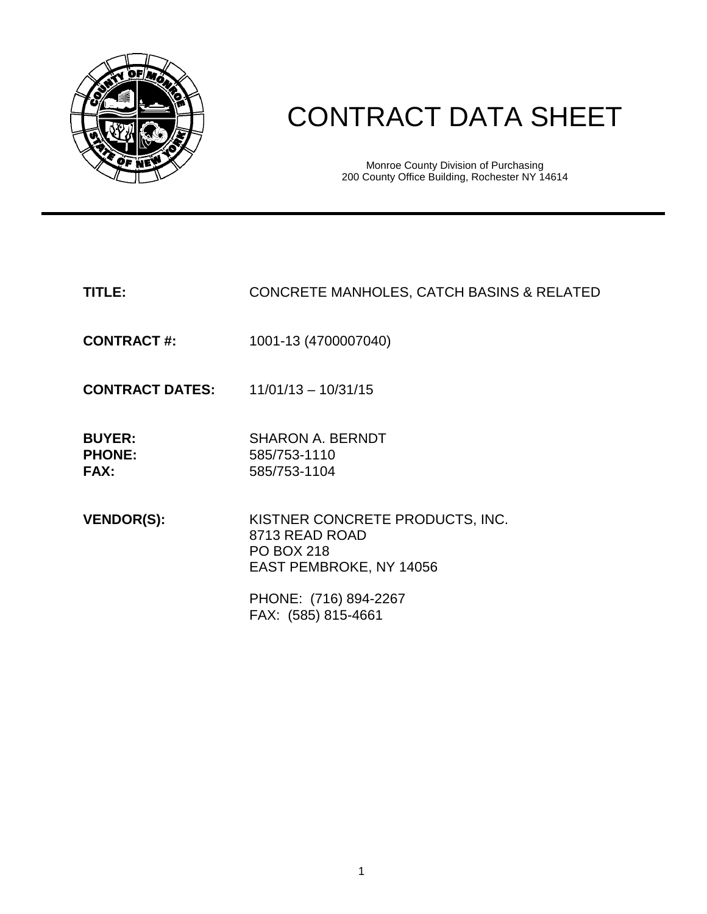# CONTRACT DATA SHEET

Monroe County Division of Purchasing
200 County Office Building, Rochester NY 14614

---

**TITLE:** CONCRETE MANHOLES, CATCH BASINS & RELATED

**CONTRACT #:** 1001-13 (4700007040)

**CONTRACT DATES:** 11/01/13 – 10/31/15

**BUYER:** SHARON A. BERNDT
**PHONE:** 585/753-1110
**FAX:** 585/753-1104

**VENDOR(S):** KISTNER CONCRETE PRODUCTS, INC.
8713 READ ROAD
PO BOX 218
EAST PEMBROKE, NY 14056

PHONE: (716) 894-2267
FAX: (585) 815-4661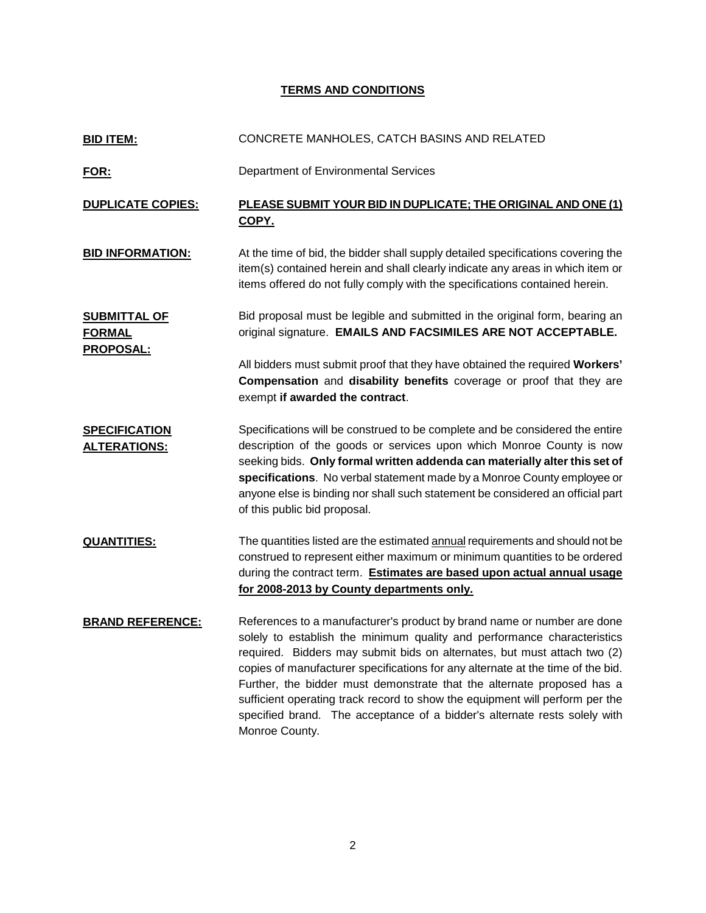## TERMS AND CONDITIONS

**BID ITEM:** CONCRETE MANHOLES, CATCH BASINS AND RELATED

**FOR:** Department of Environmental Services

**DUPLICATE COPIES:** **PLEASE SUBMIT YOUR BID IN DUPLICATE; THE ORIGINAL AND ONE (1) COPY.**

**BID INFORMATION:** At the time of bid, the bidder shall supply detailed specifications covering the item(s) contained herein and shall clearly indicate any areas in which item or items offered do not fully comply with the specifications contained herein.

**SUBMITTAL OF FORMAL PROPOSAL:** Bid proposal must be legible and submitted in the original form, bearing an original signature. **EMAILS AND FACSIMILES ARE NOT ACCEPTABLE.**

All bidders must submit proof that they have obtained the required **Workers' Compensation** and **disability benefits** coverage or proof that they are exempt **if awarded the contract**.

**SPECIFICATION ALTERATIONS:** Specifications will be construed to be complete and be considered the entire description of the goods or services upon which Monroe County is now seeking bids. **Only formal written addenda can materially alter this set of specifications**. No verbal statement made by a Monroe County employee or anyone else is binding nor shall such statement be considered an official part of this public bid proposal.

**QUANTITIES:** The quantities listed are the estimated annual requirements and should not be construed to represent either maximum or minimum quantities to be ordered during the contract term. **Estimates are based upon actual annual usage for 2008-2013 by County departments only.**

**BRAND REFERENCE:** References to a manufacturer's product by brand name or number are done solely to establish the minimum quality and performance characteristics required. Bidders may submit bids on alternates, but must attach two (2) copies of manufacturer specifications for any alternate at the time of the bid. Further, the bidder must demonstrate that the alternate proposed has a sufficient operating track record to show the equipment will perform per the specified brand. The acceptance of a bidder's alternate rests solely with Monroe County.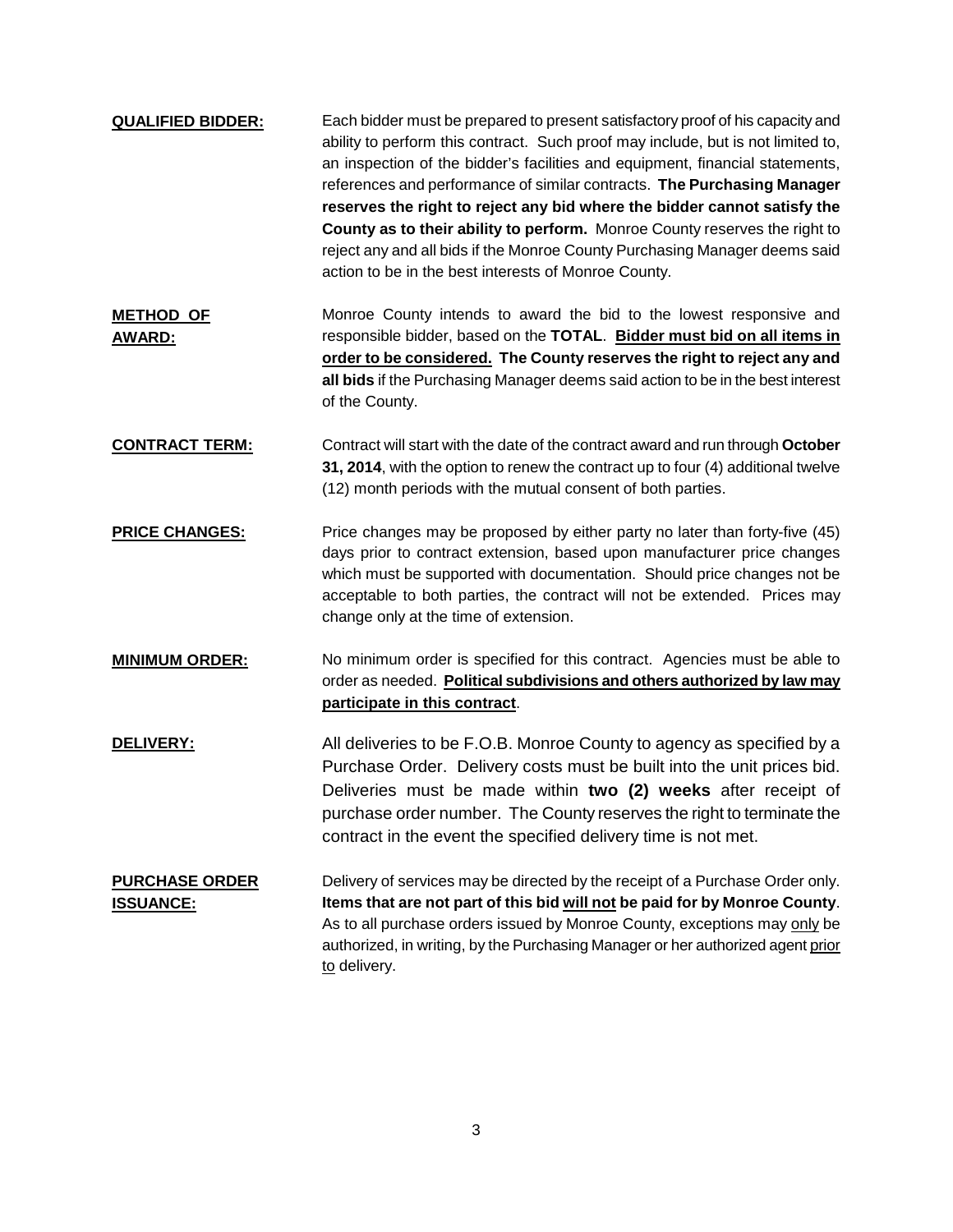**QUALIFIED BIDDER:** Each bidder must be prepared to present satisfactory proof of his capacity and ability to perform this contract. Such proof may include, but is not limited to, an inspection of the bidder's facilities and equipment, financial statements, references and performance of similar contracts. **The Purchasing Manager reserves the right to reject any bid where the bidder cannot satisfy the County as to their ability to perform.** Monroe County reserves the right to reject any and all bids if the Monroe County Purchasing Manager deems said action to be in the best interests of Monroe County.

**METHOD OF AWARD:** Monroe County intends to award the bid to the lowest responsive and responsible bidder, based on the **TOTAL**. **Bidder must bid on all items in order to be considered. The County reserves the right to reject any and all bids** if the Purchasing Manager deems said action to be in the best interest of the County.

**CONTRACT TERM:** Contract will start with the date of the contract award and run through **October 31, 2014**, with the option to renew the contract up to four (4) additional twelve (12) month periods with the mutual consent of both parties.

**PRICE CHANGES:** Price changes may be proposed by either party no later than forty-five (45) days prior to contract extension, based upon manufacturer price changes which must be supported with documentation. Should price changes not be acceptable to both parties, the contract will not be extended. Prices may change only at the time of extension.

**MINIMUM ORDER:** No minimum order is specified for this contract. Agencies must be able to order as needed. **Political subdivisions and others authorized by law may participate in this contract**.

**DELIVERY:** All deliveries to be F.O.B. Monroe County to agency as specified by a Purchase Order. Delivery costs must be built into the unit prices bid. Deliveries must be made within **two (2) weeks** after receipt of purchase order number. The County reserves the right to terminate the contract in the event the specified delivery time is not met.

**PURCHASE ORDER ISSUANCE:** Delivery of services may be directed by the receipt of a Purchase Order only. **Items that are not part of this bid will not be paid for by Monroe County**. As to all purchase orders issued by Monroe County, exceptions may only be authorized, in writing, by the Purchasing Manager or her authorized agent prior to delivery.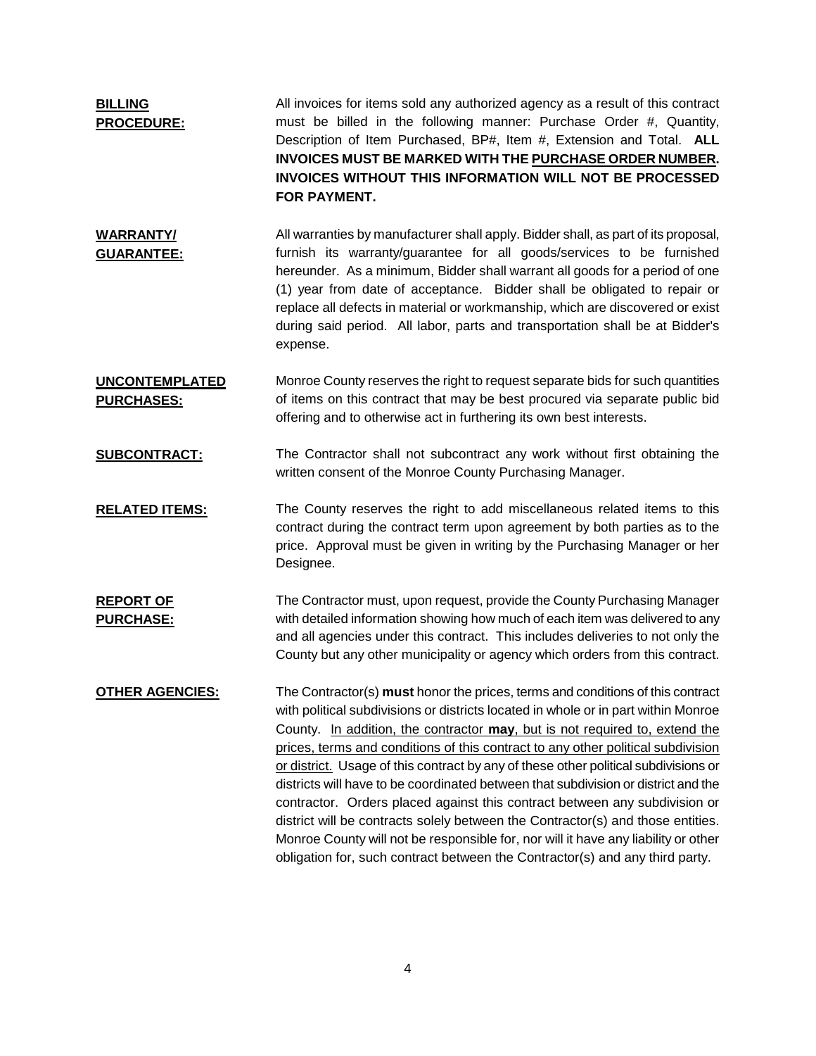**BILLING PROCEDURE:** All invoices for items sold any authorized agency as a result of this contract must be billed in the following manner: Purchase Order #, Quantity, Description of Item Purchased, BP#, Item #, Extension and Total. **ALL INVOICES MUST BE MARKED WITH THE PURCHASE ORDER NUMBER. INVOICES WITHOUT THIS INFORMATION WILL NOT BE PROCESSED FOR PAYMENT.**

**WARRANTY/ GUARANTEE:** All warranties by manufacturer shall apply. Bidder shall, as part of its proposal, furnish its warranty/guarantee for all goods/services to be furnished hereunder. As a minimum, Bidder shall warrant all goods for a period of one (1) year from date of acceptance. Bidder shall be obligated to repair or replace all defects in material or workmanship, which are discovered or exist during said period. All labor, parts and transportation shall be at Bidder's expense.

**UNCONTEMPLATED PURCHASES:** Monroe County reserves the right to request separate bids for such quantities of items on this contract that may be best procured via separate public bid offering and to otherwise act in furthering its own best interests.

**SUBCONTRACT:** The Contractor shall not subcontract any work without first obtaining the written consent of the Monroe County Purchasing Manager.

**RELATED ITEMS:** The County reserves the right to add miscellaneous related items to this contract during the contract term upon agreement by both parties as to the price. Approval must be given in writing by the Purchasing Manager or her Designee.

**REPORT OF PURCHASE:** The Contractor must, upon request, provide the County Purchasing Manager with detailed information showing how much of each item was delivered to any and all agencies under this contract. This includes deliveries to not only the County but any other municipality or agency which orders from this contract.

**OTHER AGENCIES:** The Contractor(s) **must** honor the prices, terms and conditions of this contract with political subdivisions or districts located in whole or in part within Monroe County. In addition, the contractor **may**, but is not required to, extend the prices, terms and conditions of this contract to any other political subdivision or district. Usage of this contract by any of these other political subdivisions or districts will have to be coordinated between that subdivision or district and the contractor. Orders placed against this contract between any subdivision or district will be contracts solely between the Contractor(s) and those entities. Monroe County will not be responsible for, nor will it have any liability or other obligation for, such contract between the Contractor(s) and any third party.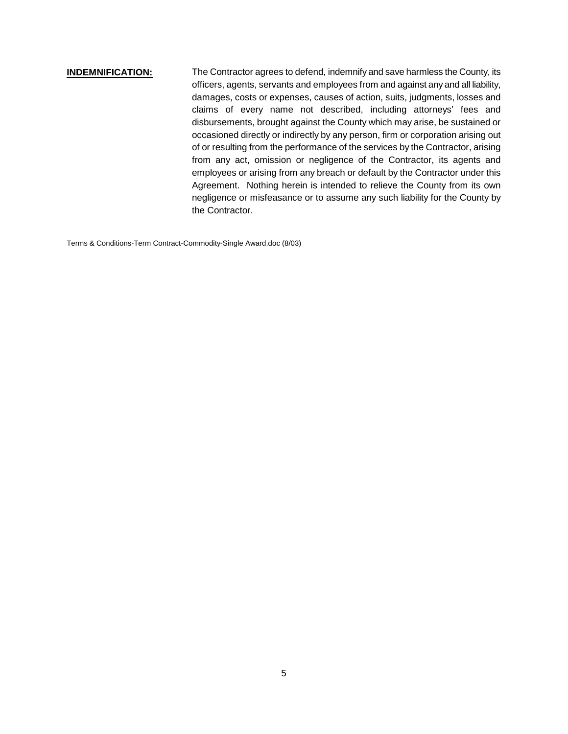**INDEMNIFICATION:** The Contractor agrees to defend, indemnify and save harmless the County, its officers, agents, servants and employees from and against any and all liability, damages, costs or expenses, causes of action, suits, judgments, losses and claims of every name not described, including attorneys' fees and disbursements, brought against the County which may arise, be sustained or occasioned directly or indirectly by any person, firm or corporation arising out of or resulting from the performance of the services by the Contractor, arising from any act, omission or negligence of the Contractor, its agents and employees or arising from any breach or default by the Contractor under this Agreement. Nothing herein is intended to relieve the County from its own negligence or misfeasance or to assume any such liability for the County by the Contractor.

Terms & Conditions-Term Contract-Commodity-Single Award.doc (8/03)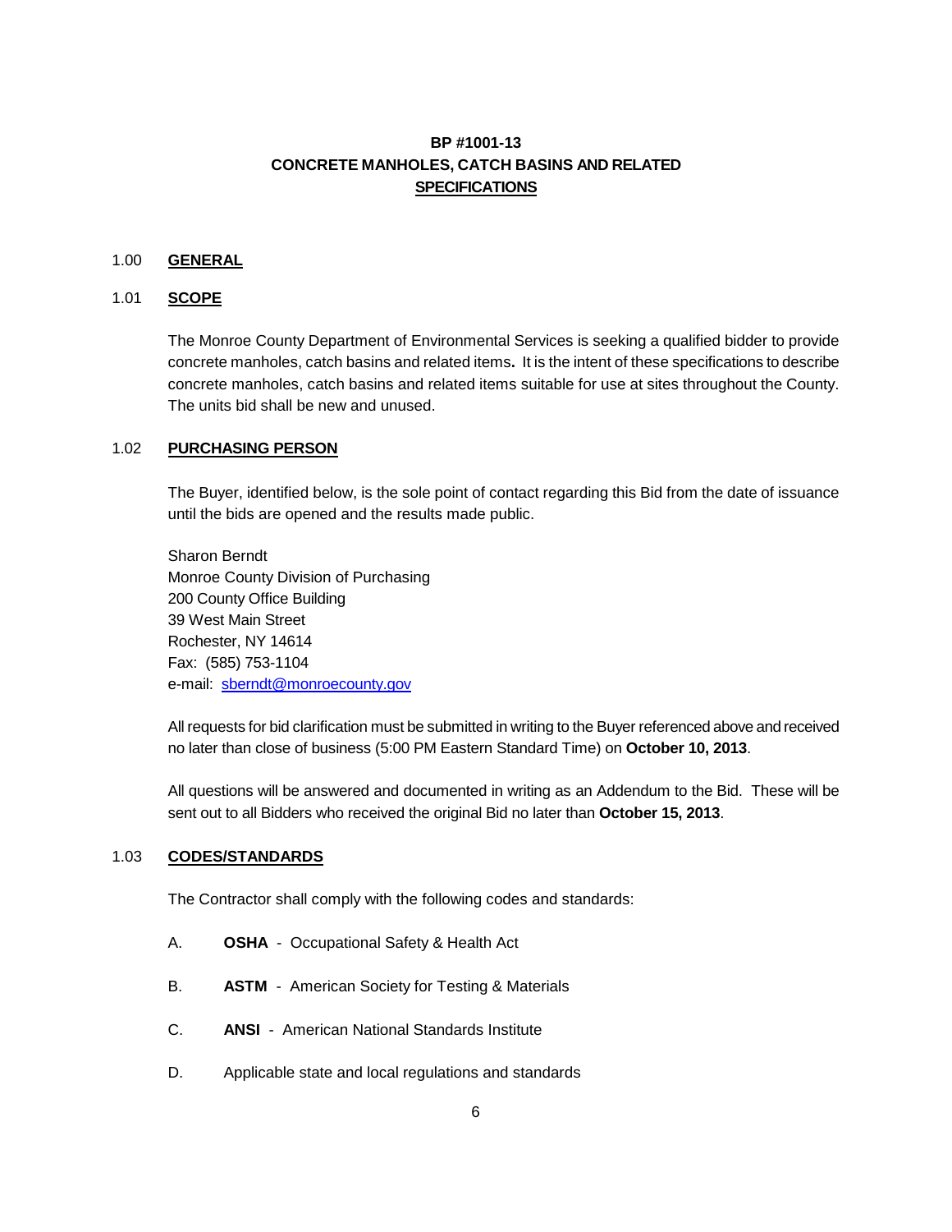**BP #1001-13**
**CONCRETE MANHOLES, CATCH BASINS AND RELATED**
**SPECIFICATIONS**

## 1.00 GENERAL

### 1.01 SCOPE

The Monroe County Department of Environmental Services is seeking a qualified bidder to provide concrete manholes, catch basins and related items**.** It is the intent of these specifications to describe concrete manholes, catch basins and related items suitable for use at sites throughout the County. The units bid shall be new and unused.

### 1.02 PURCHASING PERSON

The Buyer, identified below, is the sole point of contact regarding this Bid from the date of issuance until the bids are opened and the results made public.

Sharon Berndt
Monroe County Division of Purchasing
200 County Office Building
39 West Main Street
Rochester, NY 14614
Fax: (585) 753-1104
e-mail: sberndt@monroecounty.gov

All requests for bid clarification must be submitted in writing to the Buyer referenced above and received no later than close of business (5:00 PM Eastern Standard Time) on **October 10, 2013**.

All questions will be answered and documented in writing as an Addendum to the Bid. These will be sent out to all Bidders who received the original Bid no later than **October 15, 2013**.

### 1.03 CODES/STANDARDS

The Contractor shall comply with the following codes and standards:

A. **OSHA** - Occupational Safety & Health Act

B. **ASTM** - American Society for Testing & Materials

C. **ANSI** - American National Standards Institute

D. Applicable state and local regulations and standards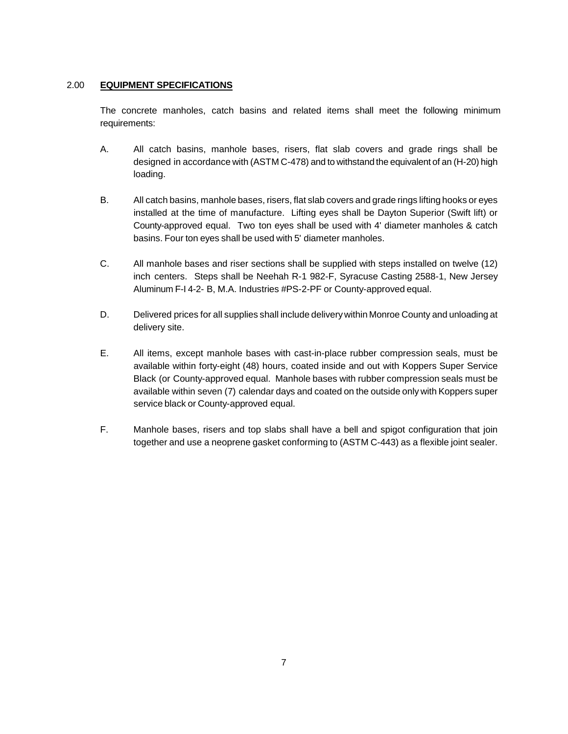## 2.00 **EQUIPMENT SPECIFICATIONS**

The concrete manholes, catch basins and related items shall meet the following minimum requirements:

A. All catch basins, manhole bases, risers, flat slab covers and grade rings shall be designed in accordance with (ASTM C-478) and to withstand the equivalent of an (H-20) high loading.

B. All catch basins, manhole bases, risers, flat slab covers and grade rings lifting hooks or eyes installed at the time of manufacture. Lifting eyes shall be Dayton Superior (Swift lift) or County-approved equal. Two ton eyes shall be used with 4' diameter manholes & catch basins. Four ton eyes shall be used with 5' diameter manholes.

C. All manhole bases and riser sections shall be supplied with steps installed on twelve (12) inch centers. Steps shall be Neehah R-1 982-F, Syracuse Casting 2588-1, New Jersey Aluminum F-I 4-2- B, M.A. Industries #PS-2-PF or County-approved equal.

D. Delivered prices for all supplies shall include delivery within Monroe County and unloading at delivery site.

E. All items, except manhole bases with cast-in-place rubber compression seals, must be available within forty-eight (48) hours, coated inside and out with Koppers Super Service Black (or County-approved equal. Manhole bases with rubber compression seals must be available within seven (7) calendar days and coated on the outside only with Koppers super service black or County-approved equal.

F. Manhole bases, risers and top slabs shall have a bell and spigot configuration that join together and use a neoprene gasket conforming to (ASTM C-443) as a flexible joint sealer.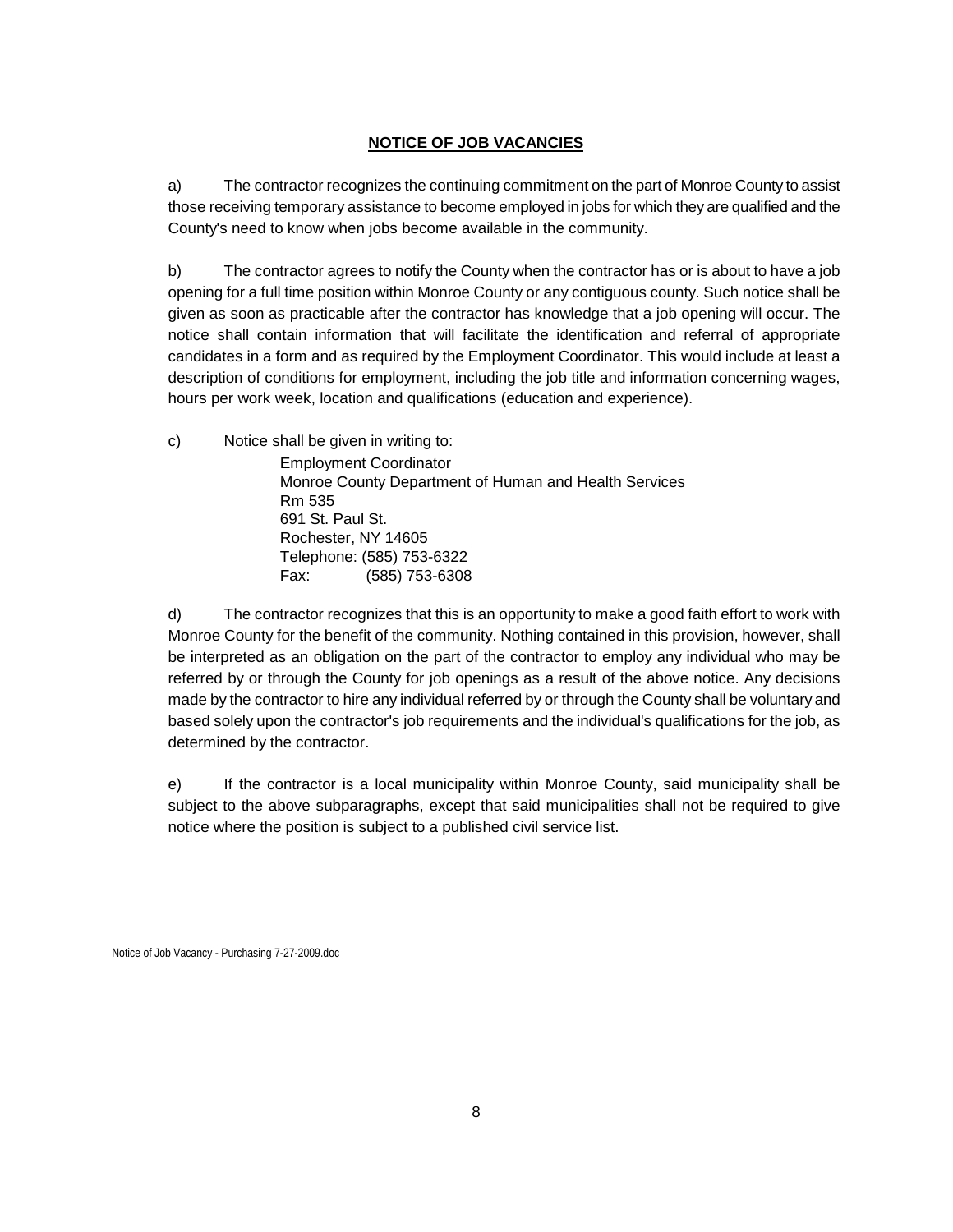## NOTICE OF JOB VACANCIES

a) The contractor recognizes the continuing commitment on the part of Monroe County to assist those receiving temporary assistance to become employed in jobs for which they are qualified and the County's need to know when jobs become available in the community.

b) The contractor agrees to notify the County when the contractor has or is about to have a job opening for a full time position within Monroe County or any contiguous county. Such notice shall be given as soon as practicable after the contractor has knowledge that a job opening will occur. The notice shall contain information that will facilitate the identification and referral of appropriate candidates in a form and as required by the Employment Coordinator. This would include at least a description of conditions for employment, including the job title and information concerning wages, hours per work week, location and qualifications (education and experience).

c) Notice shall be given in writing to:

Employment Coordinator
Monroe County Department of Human and Health Services
Rm 535
691 St. Paul St.
Rochester, NY 14605
Telephone: (585) 753-6322
Fax: (585) 753-6308

d) The contractor recognizes that this is an opportunity to make a good faith effort to work with Monroe County for the benefit of the community. Nothing contained in this provision, however, shall be interpreted as an obligation on the part of the contractor to employ any individual who may be referred by or through the County for job openings as a result of the above notice. Any decisions made by the contractor to hire any individual referred by or through the County shall be voluntary and based solely upon the contractor's job requirements and the individual's qualifications for the job, as determined by the contractor.

e) If the contractor is a local municipality within Monroe County, said municipality shall be subject to the above subparagraphs, except that said municipalities shall not be required to give notice where the position is subject to a published civil service list.

Notice of Job Vacancy - Purchasing 7-27-2009.doc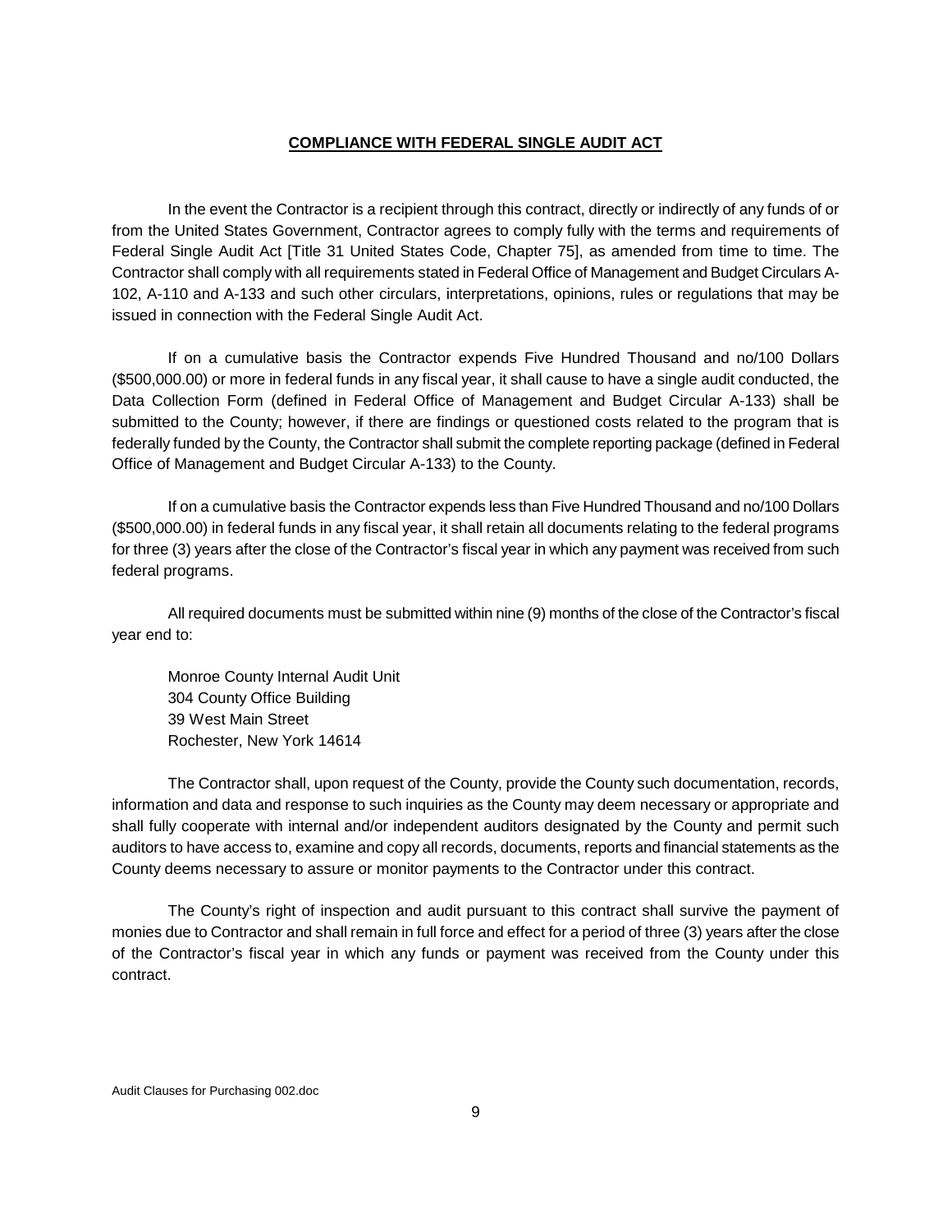## COMPLIANCE WITH FEDERAL SINGLE AUDIT ACT

In the event the Contractor is a recipient through this contract, directly or indirectly of any funds of or from the United States Government, Contractor agrees to comply fully with the terms and requirements of Federal Single Audit Act [Title 31 United States Code, Chapter 75], as amended from time to time. The Contractor shall comply with all requirements stated in Federal Office of Management and Budget Circulars A-102, A-110 and A-133 and such other circulars, interpretations, opinions, rules or regulations that may be issued in connection with the Federal Single Audit Act.

If on a cumulative basis the Contractor expends Five Hundred Thousand and no/100 Dollars ($500,000.00) or more in federal funds in any fiscal year, it shall cause to have a single audit conducted, the Data Collection Form (defined in Federal Office of Management and Budget Circular A-133) shall be submitted to the County; however, if there are findings or questioned costs related to the program that is federally funded by the County, the Contractor shall submit the complete reporting package (defined in Federal Office of Management and Budget Circular A-133) to the County.

If on a cumulative basis the Contractor expends less than Five Hundred Thousand and no/100 Dollars ($500,000.00) in federal funds in any fiscal year, it shall retain all documents relating to the federal programs for three (3) years after the close of the Contractor's fiscal year in which any payment was received from such federal programs.

All required documents must be submitted within nine (9) months of the close of the Contractor's fiscal year end to:

Monroe County Internal Audit Unit
304 County Office Building
39 West Main Street
Rochester, New York 14614

The Contractor shall, upon request of the County, provide the County such documentation, records, information and data and response to such inquiries as the County may deem necessary or appropriate and shall fully cooperate with internal and/or independent auditors designated by the County and permit such auditors to have access to, examine and copy all records, documents, reports and financial statements as the County deems necessary to assure or monitor payments to the Contractor under this contract.

The County's right of inspection and audit pursuant to this contract shall survive the payment of monies due to Contractor and shall remain in full force and effect for a period of three (3) years after the close of the Contractor's fiscal year in which any funds or payment was received from the County under this contract.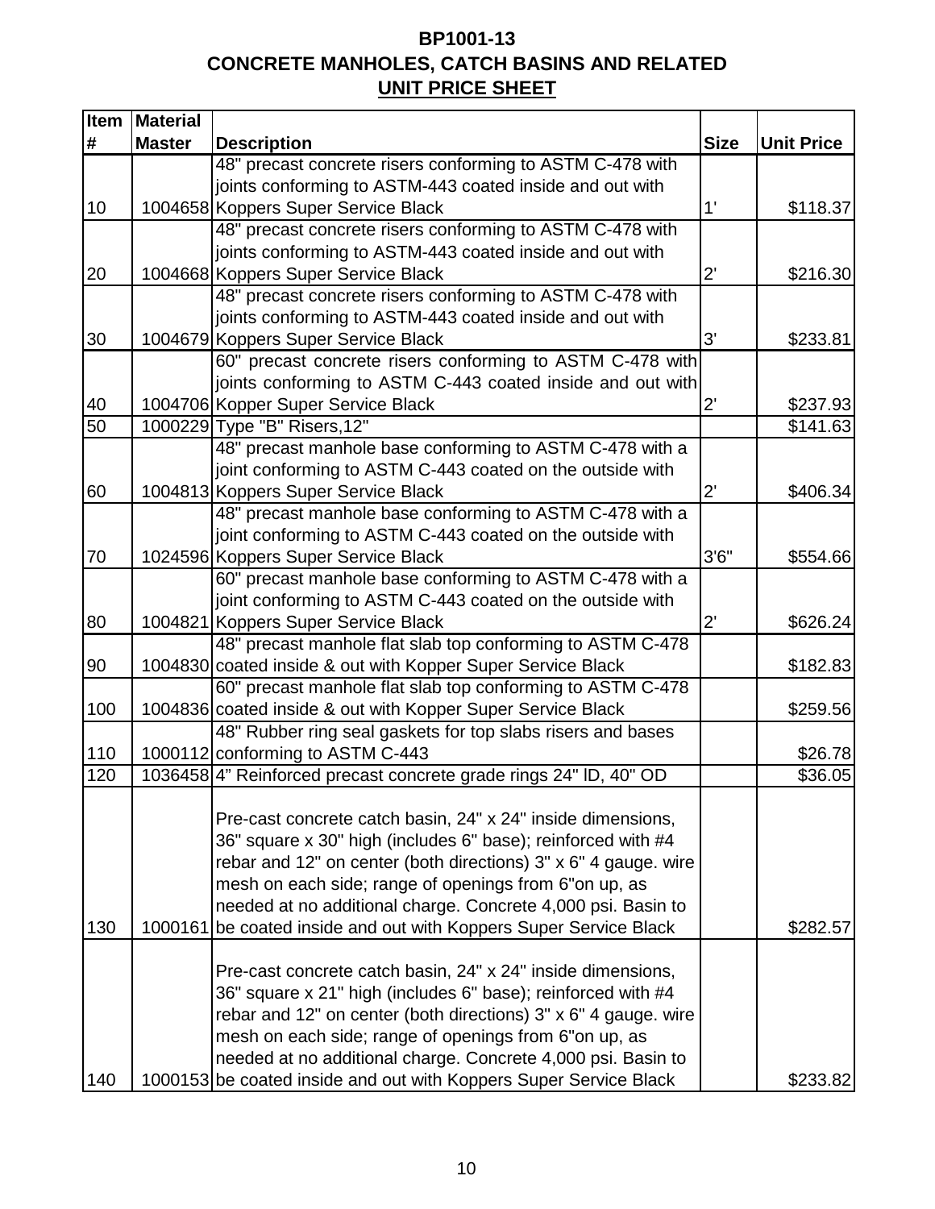# BP1001-13

## CONCRETE MANHOLES, CATCH BASINS AND RELATED

## UNIT PRICE SHEET

| Item # | Material Master | Description | Size | Unit Price |
|---|---|---|---|---|
| 10 | 1004658 | 48" precast concrete risers conforming to ASTM C-478 with joints conforming to ASTM-443 coated inside and out with Koppers Super Service Black | 1' | $118.37 |
| 20 | 1004668 | 48" precast concrete risers conforming to ASTM C-478 with joints conforming to ASTM-443 coated inside and out with Koppers Super Service Black | 2' | $216.30 |
| 30 | 1004679 | 48" precast concrete risers conforming to ASTM C-478 with joints conforming to ASTM-443 coated inside and out with Koppers Super Service Black | 3' | $233.81 |
| 40 | 1004706 | 60" precast concrete risers conforming to ASTM C-478 with joints conforming to ASTM C-443 coated inside and out with Kopper Super Service Black | 2' | $237.93 |
| 50 | 1000229 | Type "B" Risers,12" | | $141.63 |
| 60 | 1004813 | 48" precast manhole base conforming to ASTM C-478 with a joint conforming to ASTM C-443 coated on the outside with Koppers Super Service Black | 2' | $406.34 |
| 70 | 1024596 | 48" precast manhole base conforming to ASTM C-478 with a joint conforming to ASTM C-443 coated on the outside with Koppers Super Service Black | 3'6" | $554.66 |
| 80 | 1004821 | 60" precast manhole base conforming to ASTM C-478 with a joint conforming to ASTM C-443 coated on the outside with Koppers Super Service Black | 2' | $626.24 |
| 90 | 1004830 | 48" precast manhole flat slab top conforming to ASTM C-478 coated inside & out with Kopper Super Service Black | | $182.83 |
| 100 | 1004836 | 60" precast manhole flat slab top conforming to ASTM C-478 coated inside & out with Kopper Super Service Black | | $259.56 |
| 110 | 1000112 | 48" Rubber ring seal gaskets for top slabs risers and bases conforming to ASTM C-443 | | $26.78 |
| 120 | 1036458 | 4" Reinforced precast concrete grade rings 24" ID, 40" OD | | $36.05 |
| 130 | 1000161 | Pre-cast concrete catch basin, 24" x 24" inside dimensions, 36" square x 30" high (includes 6" base); reinforced with #4 rebar and 12" on center (both directions) 3" x 6" 4 gauge. wire mesh on each side; range of openings from 6"on up, as needed at no additional charge. Concrete 4,000 psi. Basin to be coated inside and out with Koppers Super Service Black | | $282.57 |
| 140 | 1000153 | Pre-cast concrete catch basin, 24" x 24" inside dimensions, 36" square x 21" high (includes 6" base); reinforced with #4 rebar and 12" on center (both directions) 3" x 6" 4 gauge. wire mesh on each side; range of openings from 6"on up, as needed at no additional charge. Concrete 4,000 psi. Basin to be coated inside and out with Koppers Super Service Black | | $233.82 |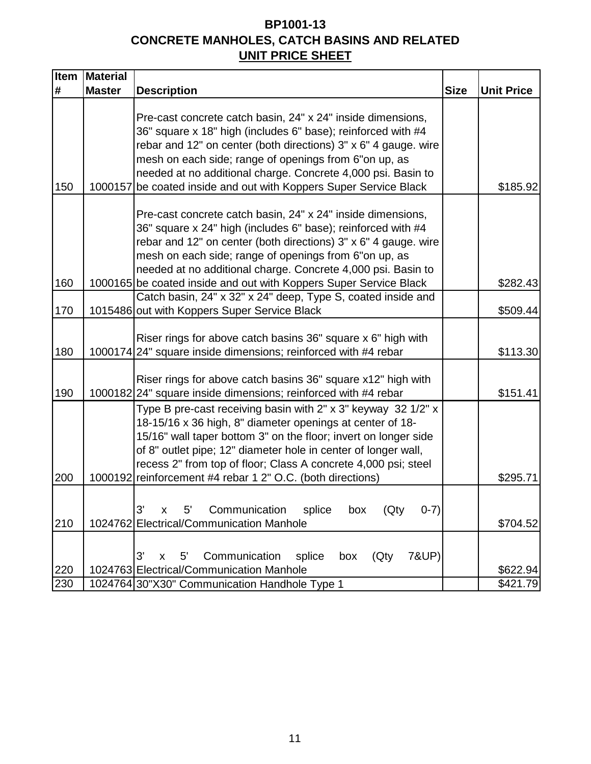# BP1001-13

## CONCRETE MANHOLES, CATCH BASINS AND RELATED

## UNIT PRICE SHEET

| Item # | Material Master | Description | Size | Unit Price |
|---|---|---|---|---|
| 150 | 1000157 | Pre-cast concrete catch basin, 24" x 24" inside dimensions, 36" square x 18" high (includes 6" base); reinforced with #4 rebar and 12" on center (both directions) 3" x 6" 4 gauge. wire mesh on each side; range of openings from 6"on up, as needed at no additional charge. Concrete 4,000 psi. Basin to be coated inside and out with Koppers Super Service Black | | $185.92 |
| 160 | 1000165 | Pre-cast concrete catch basin, 24" x 24" inside dimensions, 36" square x 24" high (includes 6" base); reinforced with #4 rebar and 12" on center (both directions) 3" x 6" 4 gauge. wire mesh on each side; range of openings from 6"on up, as needed at no additional charge. Concrete 4,000 psi. Basin to be coated inside and out with Koppers Super Service Black | | $282.43 |
| 170 | 1015486 | Catch basin, 24" x 32" x 24" deep, Type S, coated inside and out with Koppers Super Service Black | | $509.44 |
| 180 | 1000174 | Riser rings for above catch basins 36" square x 6" high with 24" square inside dimensions; reinforced with #4 rebar | | $113.30 |
| 190 | 1000182 | Riser rings for above catch basins 36" square x12" high with 24" square inside dimensions; reinforced with #4 rebar | | $151.41 |
| 200 | 1000192 | Type B pre-cast receiving basin with 2" x 3" keyway 32 1/2" x 18-15/16 x 36 high, 8" diameter openings at center of 18-15/16" wall taper bottom 3" on the floor; invert on longer side of 8" outlet pipe; 12" diameter hole in center of longer wall, recess 2" from top of floor; Class A concrete 4,000 psi; steel reinforcement #4 rebar 1 2" O.C. (both directions) | | $295.71 |
| 210 | 1024762 | 3' x 5' Communication splice box (Qty 0-7) Electrical/Communication Manhole | | $704.52 |
| 220 | 1024763 | 3' x 5' Communication splice box (Qty 7&UP) Electrical/Communication Manhole | | $622.94 |
| 230 | 1024764 | 30"X30" Communication Handhole Type 1 | | $421.79 |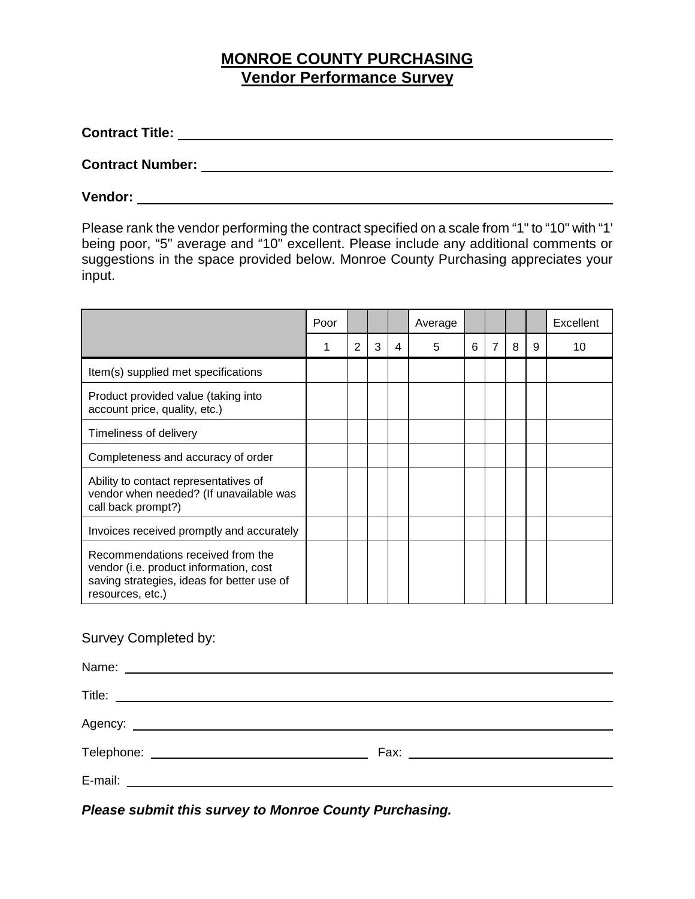# MONROE COUNTY PURCHASING
## Vendor Performance Survey

**Contract Title:** ______________________________

**Contract Number:** ______________________________

**Vendor:** ______________________________

Please rank the vendor performing the contract specified on a scale from "1" to "10" with "1' being poor, "5" average and "10" excellent. Please include any additional comments or suggestions in the space provided below. Monroe County Purchasing appreciates your input.

| | Poor | | | | Average | | | | | Excellent |
|---|---|---|---|---|---|---|---|---|---|---|
| | 1 | 2 | 3 | 4 | 5 | 6 | 7 | 8 | 9 | 10 |
| Item(s) supplied met specifications | | | | | | | | | | |
| Product provided value (taking into account price, quality, etc.) | | | | | | | | | | |
| Timeliness of delivery | | | | | | | | | | |
| Completeness and accuracy of order | | | | | | | | | | |
| Ability to contact representatives of vendor when needed? (If unavailable was call back prompt?) | | | | | | | | | | |
| Invoices received promptly and accurately | | | | | | | | | | |
| Recommendations received from the vendor (i.e. product information, cost saving strategies, ideas for better use of resources, etc.) | | | | | | | | | | |

Survey Completed by:

Name: ______________________________

Title: ______________________________

Agency: ______________________________

Telephone: ______________________ Fax: ______________________

E-mail: ______________________________

***Please submit this survey to Monroe County Purchasing.***